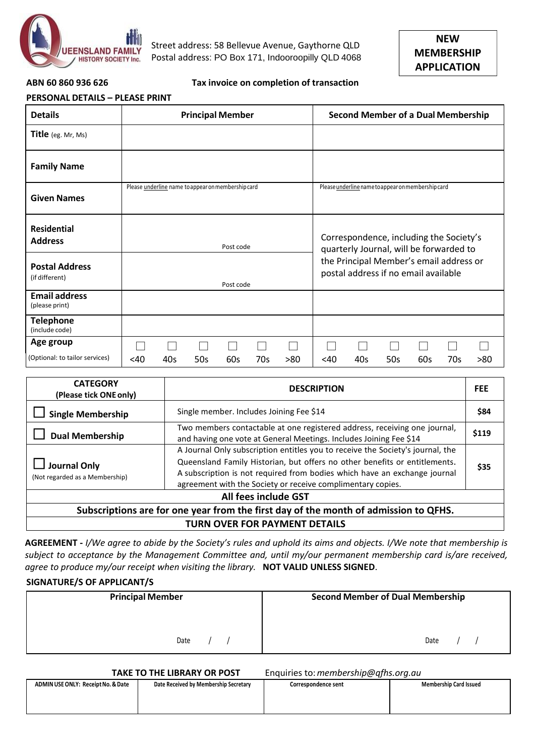QUEENSLAND FAMILY HISTORY SOCIETY Inc.

Street address: 58 Bellevue Avenue, Gaythorne QLD
Postal address: PO Box 171, Indooroopilly QLD 4068

**NEW MEMBERSHIP APPLICATION**

**ABN 60 860 936 626** **Tax invoice on completion of transaction**

**PERSONAL DETAILS – PLEASE PRINT**

| Details | Principal Member | Second Member of a Dual Membership |
|---|---|---|
| **Title** (eg. Mr, Ms) | | |
| **Family Name** | | |
| **Given Names** | Please underline name to appear on membership card | Please underline name to appear on membership card |
| **Residential Address** | Post code | Correspondence, including the Society's quarterly Journal, will be forwarded to the Principal Member's email address or postal address if no email available |
| **Postal Address** (if different) | Post code | |
| **Email address** (please print) | | |
| **Telephone** (include code) | | |
| **Age group** (Optional: to tailor services) | ☐ <40 ☐ 40s ☐ 50s ☐ 60s ☐ 70s ☐ >80 | ☐ <40 ☐ 40s ☐ 50s ☐ 60s ☐ 70s ☐ >80 |

| CATEGORY (Please tick ONE only) | DESCRIPTION | FEE |
|---|---|---|
| ☐ **Single Membership** | Single member. Includes Joining Fee $14 | **$84** |
| ☐ **Dual Membership** | Two members contactable at one registered address, receiving one journal, and having one vote at General Meetings. Includes Joining Fee $14 | **$119** |
| ☐ **Journal Only** (Not regarded as a Membership) | A Journal Only subscription entitles you to receive the Society's journal, the Queensland Family Historian, but offers no other benefits or entitlements. A subscription is not required from bodies which have an exchange journal agreement with the Society or receive complimentary copies. | **$35** |
| **All fees include GST** | | |
| **Subscriptions are for one year from the first day of the month of admission to QFHS.** | | |
| **TURN OVER FOR PAYMENT DETAILS** | | |

**AGREEMENT -** *I/We agree to abide by the Society's rules and uphold its aims and objects. I/We note that membership is subject to acceptance by the Management Committee and, until my/our permanent membership card is/are received, agree to produce my/our receipt when visiting the library.* **NOT VALID UNLESS SIGNED**.

**SIGNATURE/S OF APPLICANT/S**

| Principal Member | Second Member of Dual Membership |
|---|---|
| Date / / | Date / / |

**TAKE TO THE LIBRARY OR POST** Enquiries to: *membership@qfhs.org.au*

| ADMIN USE ONLY: Receipt No. & Date | Date Received by Membership Secretary | Correspondence sent | Membership Card Issued |
|---|---|---|---|
| | | | |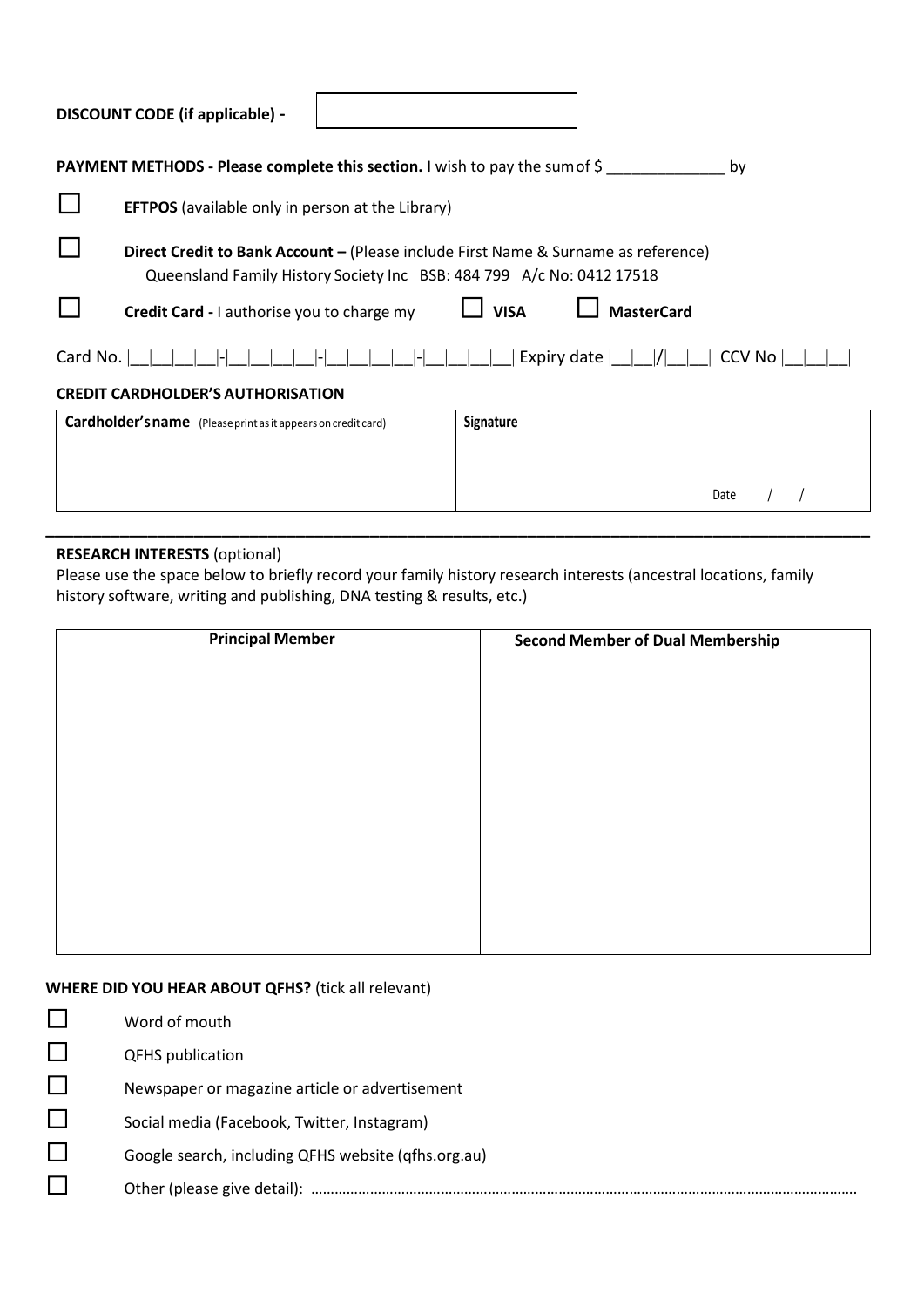**DISCOUNT CODE (if applicable) -** [ ]

**PAYMENT METHODS - Please complete this section.** I wish to pay the sum of $ _____________ by

- ☐ **EFTPOS** (available only in person at the Library)
- ☐ **Direct Credit to Bank Account –** (Please include First Name & Surname as reference)
  Queensland Family History Society Inc BSB: 484 799 A/c No: 0412 17518
- ☐ **Credit Card -** I authorise you to charge my ☐ **VISA** ☐ **MasterCard**

Card No. |__|__|__|__|-|__|__|__|__|-|__|__|__|__|-|__|__|__|__| Expiry date |__|__|/|__|__| CCV No |__|__|__|

**CREDIT CARDHOLDER'S AUTHORISATION**

| **Cardholder's name** (Please print as it appears on credit card) | **Signature** |
|---|---|
| | Date / / |

---

**RESEARCH INTERESTS** (optional)

Please use the space below to briefly record your family history research interests (ancestral locations, family history software, writing and publishing, DNA testing & results, etc.)

| **Principal Member** | **Second Member of Dual Membership** |
|---|---|
| | |

**WHERE DID YOU HEAR ABOUT QFHS?** (tick all relevant)

- ☐ Word of mouth
- ☐ QFHS publication
- ☐ Newspaper or magazine article or advertisement
- ☐ Social media (Facebook, Twitter, Instagram)
- ☐ Google search, including QFHS website (qfhs.org.au)
- ☐ Other (please give detail): ……………………………………………………………………………………………………………………….